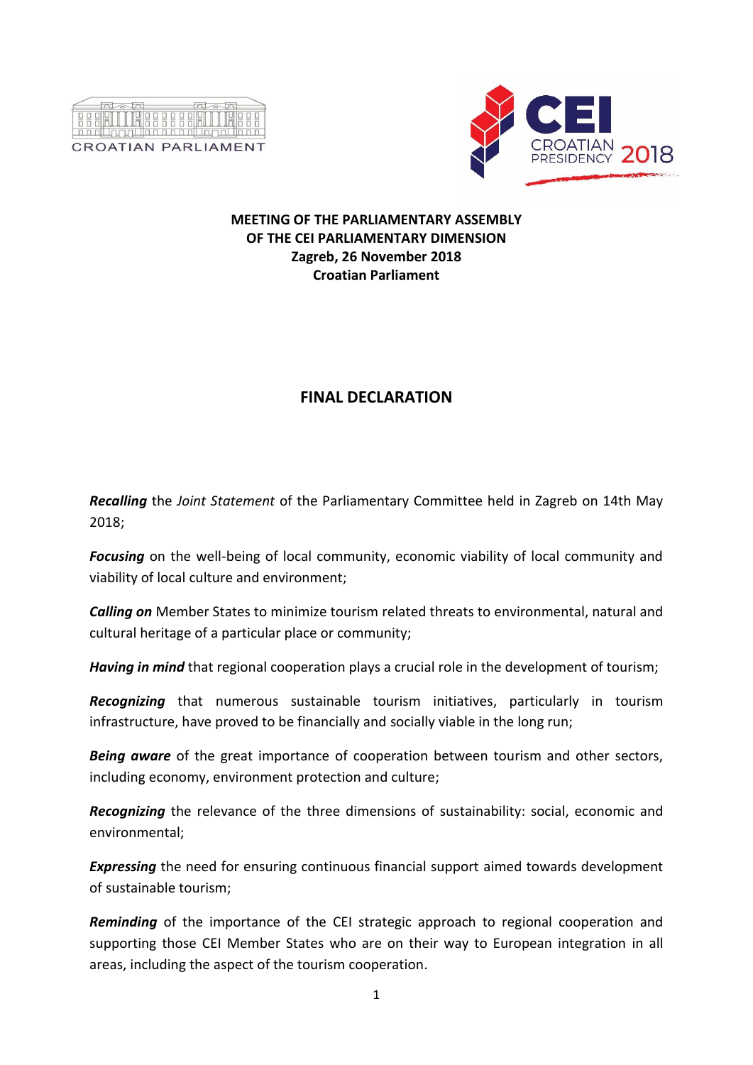CROATIAN PARLIAMENT

CEI CROATIAN PRESIDENCY 2018

**MEETING OF THE PARLIAMENTARY ASSEMBLY**
**OF THE CEI PARLIAMENTARY DIMENSION**
**Zagreb, 26 November 2018**
**Croatian Parliament**

## FINAL DECLARATION

***Recalling*** the *Joint Statement* of the Parliamentary Committee held in Zagreb on 14th May 2018;

***Focusing*** on the well-being of local community, economic viability of local community and viability of local culture and environment;

***Calling on*** Member States to minimize tourism related threats to environmental, natural and cultural heritage of a particular place or community;

***Having in mind*** that regional cooperation plays a crucial role in the development of tourism;

***Recognizing*** that numerous sustainable tourism initiatives, particularly in tourism infrastructure, have proved to be financially and socially viable in the long run;

***Being aware*** of the great importance of cooperation between tourism and other sectors, including economy, environment protection and culture;

***Recognizing*** the relevance of the three dimensions of sustainability: social, economic and environmental;

***Expressing*** the need for ensuring continuous financial support aimed towards development of sustainable tourism;

***Reminding*** of the importance of the CEI strategic approach to regional cooperation and supporting those CEI Member States who are on their way to European integration in all areas, including the aspect of the tourism cooperation.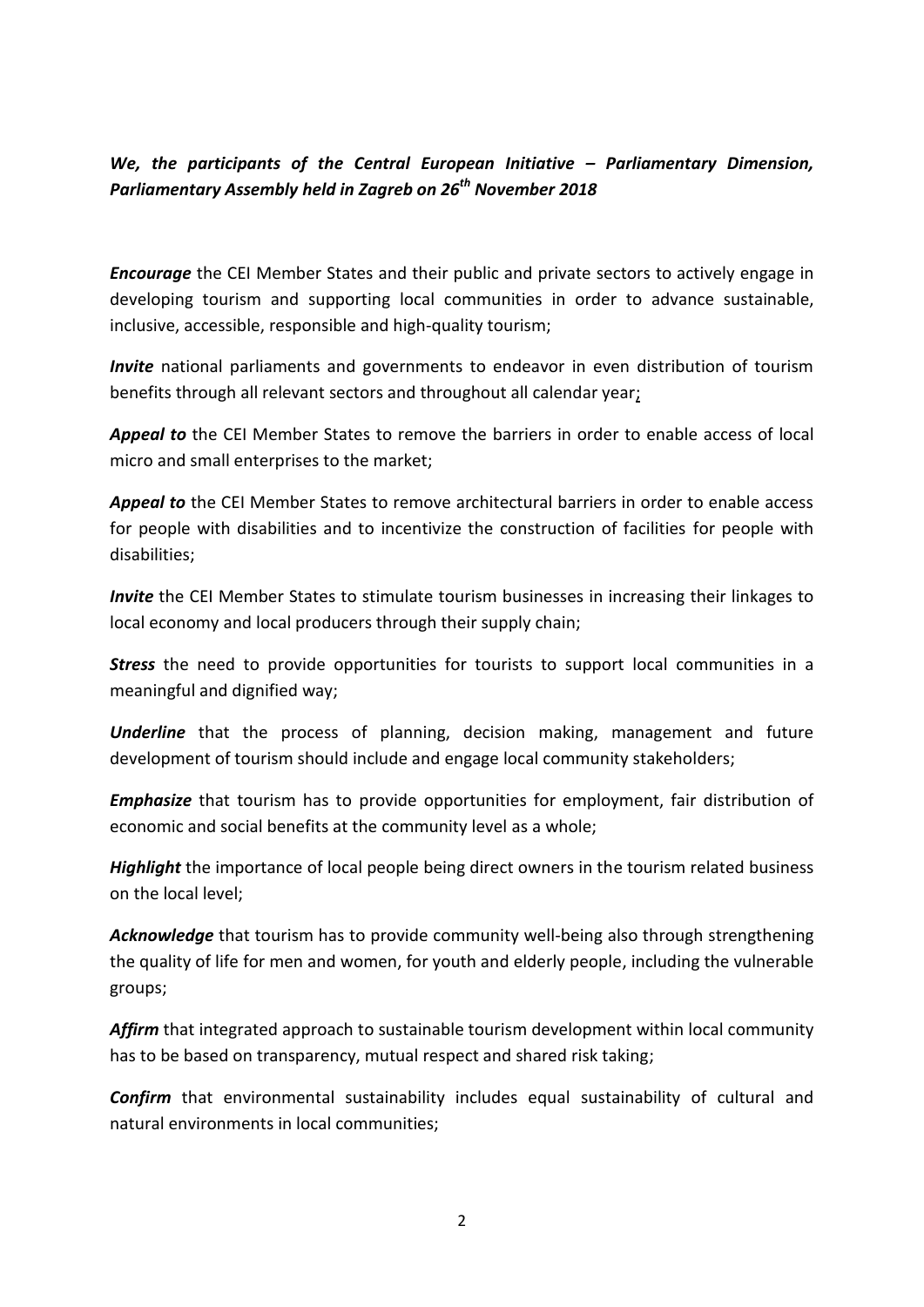***We, the participants of the Central European Initiative – Parliamentary Dimension, Parliamentary Assembly held in Zagreb on 26th November 2018***

***Encourage*** the CEI Member States and their public and private sectors to actively engage in developing tourism and supporting local communities in order to advance sustainable, inclusive, accessible, responsible and high-quality tourism;

***Invite*** national parliaments and governments to endeavor in even distribution of tourism benefits through all relevant sectors and throughout all calendar year;

***Appeal to*** the CEI Member States to remove the barriers in order to enable access of local micro and small enterprises to the market;

***Appeal to*** the CEI Member States to remove architectural barriers in order to enable access for people with disabilities and to incentivize the construction of facilities for people with disabilities;

***Invite*** the CEI Member States to stimulate tourism businesses in increasing their linkages to local economy and local producers through their supply chain;

***Stress*** the need to provide opportunities for tourists to support local communities in a meaningful and dignified way;

***Underline*** that the process of planning, decision making, management and future development of tourism should include and engage local community stakeholders;

***Emphasize*** that tourism has to provide opportunities for employment, fair distribution of economic and social benefits at the community level as a whole;

***Highlight*** the importance of local people being direct owners in the tourism related business on the local level;

***Acknowledge*** that tourism has to provide community well-being also through strengthening the quality of life for men and women, for youth and elderly people, including the vulnerable groups;

***Affirm*** that integrated approach to sustainable tourism development within local community has to be based on transparency, mutual respect and shared risk taking;

***Confirm*** that environmental sustainability includes equal sustainability of cultural and natural environments in local communities;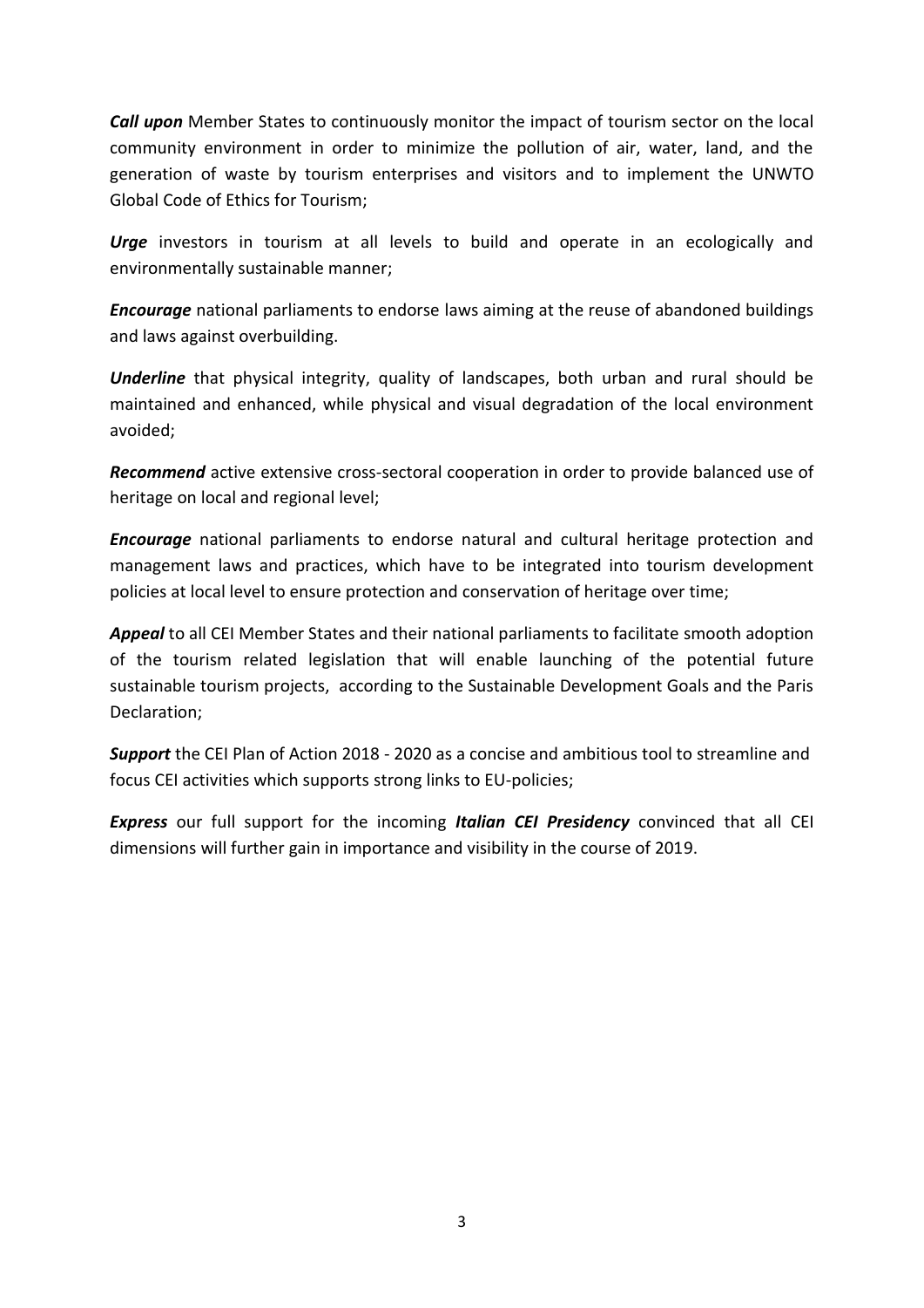***Call upon*** Member States to continuously monitor the impact of tourism sector on the local community environment in order to minimize the pollution of air, water, land, and the generation of waste by tourism enterprises and visitors and to implement the UNWTO Global Code of Ethics for Tourism;

***Urge*** investors in tourism at all levels to build and operate in an ecologically and environmentally sustainable manner;

***Encourage*** national parliaments to endorse laws aiming at the reuse of abandoned buildings and laws against overbuilding.

***Underline*** that physical integrity, quality of landscapes, both urban and rural should be maintained and enhanced, while physical and visual degradation of the local environment avoided;

***Recommend*** active extensive cross-sectoral cooperation in order to provide balanced use of heritage on local and regional level;

***Encourage*** national parliaments to endorse natural and cultural heritage protection and management laws and practices, which have to be integrated into tourism development policies at local level to ensure protection and conservation of heritage over time;

***Appeal*** to all CEI Member States and their national parliaments to facilitate smooth adoption of the tourism related legislation that will enable launching of the potential future sustainable tourism projects, according to the Sustainable Development Goals and the Paris Declaration;

***Support*** the CEI Plan of Action 2018 - 2020 as a concise and ambitious tool to streamline and focus CEI activities which supports strong links to EU-policies;

***Express*** our full support for the incoming ***Italian CEI Presidency*** convinced that all CEI dimensions will further gain in importance and visibility in the course of 2019.